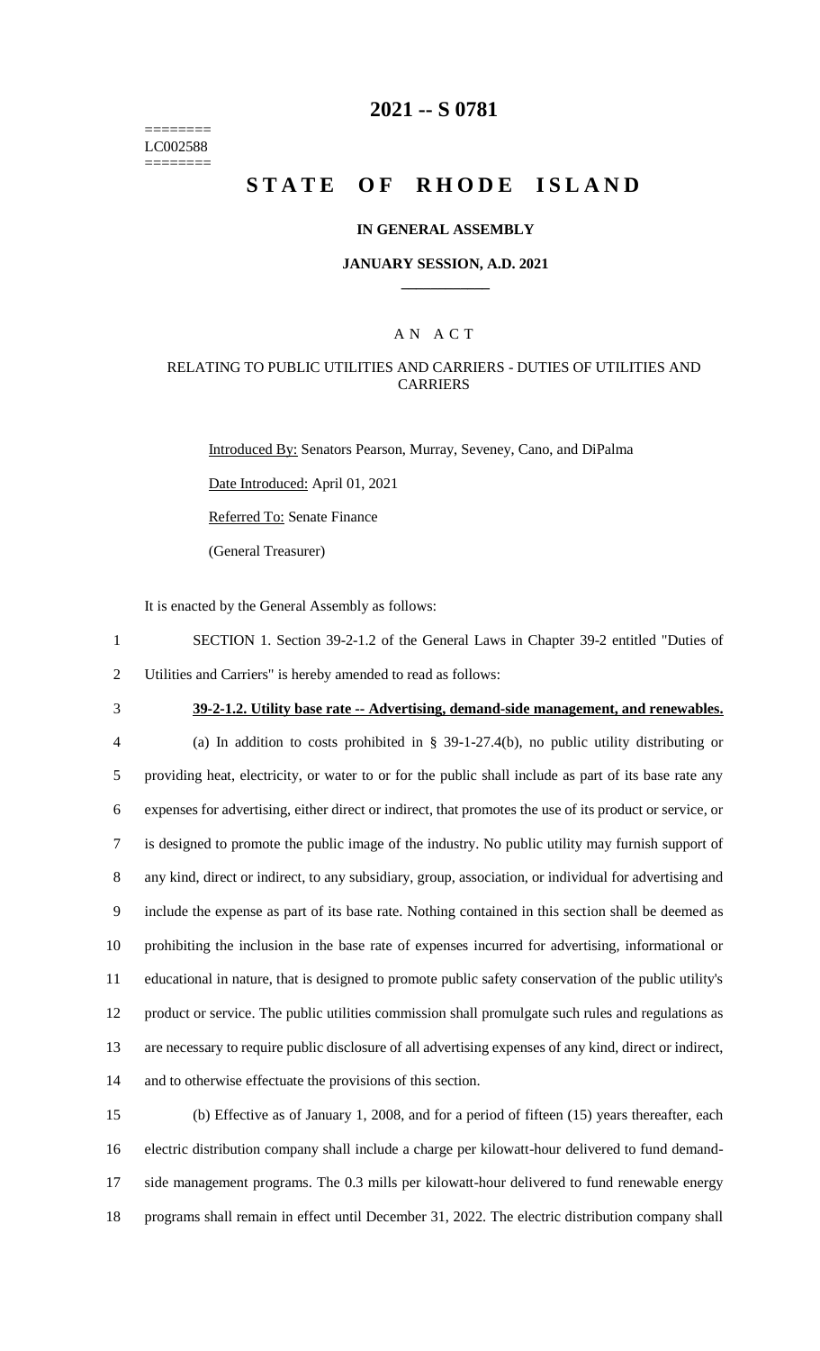========
LC002588
========

# 2021 -- S 0781

# STATE OF RHODE ISLAND

### IN GENERAL ASSEMBLY

### JANUARY SESSION, A.D. 2021

---

### A N A C T

### RELATING TO PUBLIC UTILITIES AND CARRIERS - DUTIES OF UTILITIES AND CARRIERS

Introduced By: Senators Pearson, Murray, Seveney, Cano, and DiPalma

Date Introduced: April 01, 2021

Referred To: Senate Finance

(General Treasurer)

It is enacted by the General Assembly as follows:

1 SECTION 1. Section 39-2-1.2 of the General Laws in Chapter 39-2 entitled "Duties of
2 Utilities and Carriers" is hereby amended to read as follows:

3 **39-2-1.2. Utility base rate -- Advertising, demand-side management, and renewables.**

4 (a) In addition to costs prohibited in § 39-1-27.4(b), no public utility distributing or
5 providing heat, electricity, or water to or for the public shall include as part of its base rate any
6 expenses for advertising, either direct or indirect, that promotes the use of its product or service, or
7 is designed to promote the public image of the industry. No public utility may furnish support of
8 any kind, direct or indirect, to any subsidiary, group, association, or individual for advertising and
9 include the expense as part of its base rate. Nothing contained in this section shall be deemed as
10 prohibiting the inclusion in the base rate of expenses incurred for advertising, informational or
11 educational in nature, that is designed to promote public safety conservation of the public utility's
12 product or service. The public utilities commission shall promulgate such rules and regulations as
13 are necessary to require public disclosure of all advertising expenses of any kind, direct or indirect,
14 and to otherwise effectuate the provisions of this section.

15 (b) Effective as of January 1, 2008, and for a period of fifteen (15) years thereafter, each
16 electric distribution company shall include a charge per kilowatt-hour delivered to fund demand-
17 side management programs. The 0.3 mills per kilowatt-hour delivered to fund renewable energy
18 programs shall remain in effect until December 31, 2022. The electric distribution company shall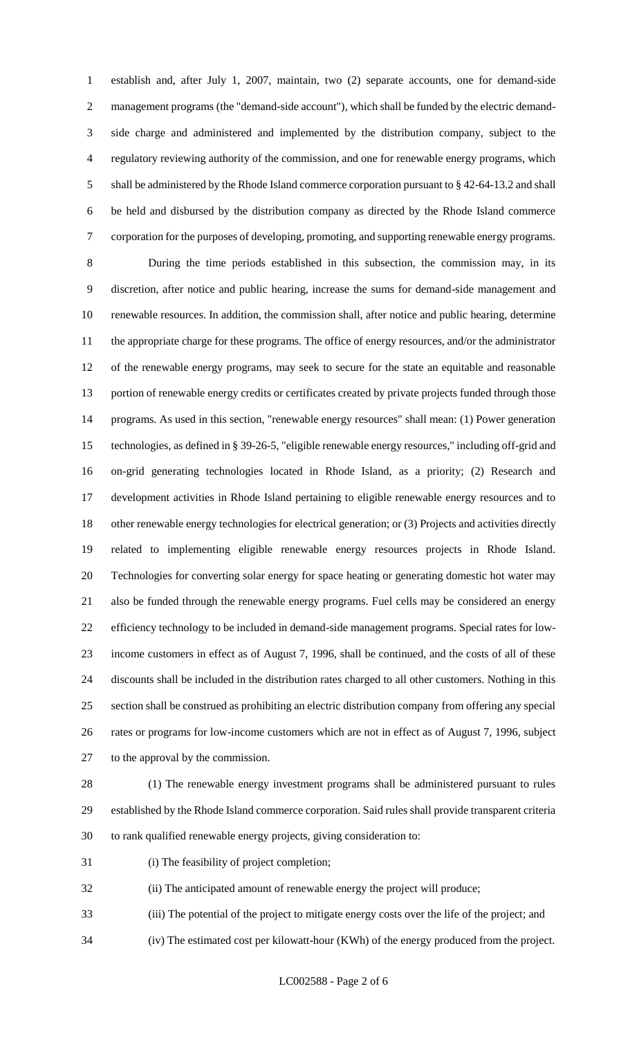establish and, after July 1, 2007, maintain, two (2) separate accounts, one for demand-side management programs (the "demand-side account"), which shall be funded by the electric demand-side charge and administered and implemented by the distribution company, subject to the regulatory reviewing authority of the commission, and one for renewable energy programs, which shall be administered by the Rhode Island commerce corporation pursuant to § 42-64-13.2 and shall be held and disbursed by the distribution company as directed by the Rhode Island commerce corporation for the purposes of developing, promoting, and supporting renewable energy programs.

During the time periods established in this subsection, the commission may, in its discretion, after notice and public hearing, increase the sums for demand-side management and renewable resources. In addition, the commission shall, after notice and public hearing, determine the appropriate charge for these programs. The office of energy resources, and/or the administrator of the renewable energy programs, may seek to secure for the state an equitable and reasonable portion of renewable energy credits or certificates created by private projects funded through those programs. As used in this section, "renewable energy resources" shall mean: (1) Power generation technologies, as defined in § 39-26-5, "eligible renewable energy resources," including off-grid and on-grid generating technologies located in Rhode Island, as a priority; (2) Research and development activities in Rhode Island pertaining to eligible renewable energy resources and to other renewable energy technologies for electrical generation; or (3) Projects and activities directly related to implementing eligible renewable energy resources projects in Rhode Island. Technologies for converting solar energy for space heating or generating domestic hot water may also be funded through the renewable energy programs. Fuel cells may be considered an energy efficiency technology to be included in demand-side management programs. Special rates for low-income customers in effect as of August 7, 1996, shall be continued, and the costs of all of these discounts shall be included in the distribution rates charged to all other customers. Nothing in this section shall be construed as prohibiting an electric distribution company from offering any special rates or programs for low-income customers which are not in effect as of August 7, 1996, subject to the approval by the commission.

(1) The renewable energy investment programs shall be administered pursuant to rules established by the Rhode Island commerce corporation. Said rules shall provide transparent criteria to rank qualified renewable energy projects, giving consideration to:

(i) The feasibility of project completion;

(ii) The anticipated amount of renewable energy the project will produce;

(iii) The potential of the project to mitigate energy costs over the life of the project; and

(iv) The estimated cost per kilowatt-hour (KWh) of the energy produced from the project.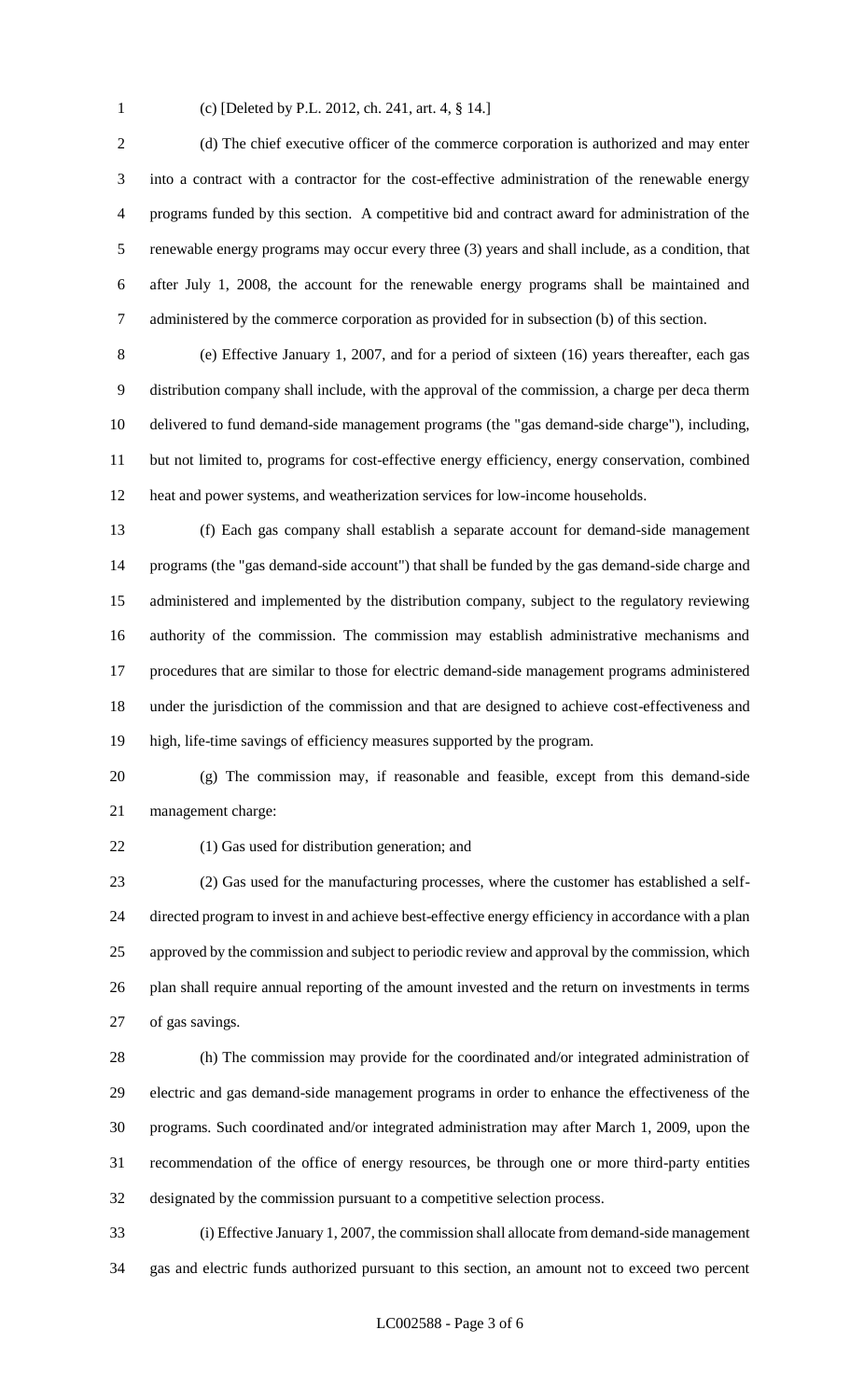(c) [Deleted by P.L. 2012, ch. 241, art. 4, § 14.]

(d) The chief executive officer of the commerce corporation is authorized and may enter into a contract with a contractor for the cost-effective administration of the renewable energy programs funded by this section. A competitive bid and contract award for administration of the renewable energy programs may occur every three (3) years and shall include, as a condition, that after July 1, 2008, the account for the renewable energy programs shall be maintained and administered by the commerce corporation as provided for in subsection (b) of this section.

(e) Effective January 1, 2007, and for a period of sixteen (16) years thereafter, each gas distribution company shall include, with the approval of the commission, a charge per deca therm delivered to fund demand-side management programs (the "gas demand-side charge"), including, but not limited to, programs for cost-effective energy efficiency, energy conservation, combined heat and power systems, and weatherization services for low-income households.

(f) Each gas company shall establish a separate account for demand-side management programs (the "gas demand-side account") that shall be funded by the gas demand-side charge and administered and implemented by the distribution company, subject to the regulatory reviewing authority of the commission. The commission may establish administrative mechanisms and procedures that are similar to those for electric demand-side management programs administered under the jurisdiction of the commission and that are designed to achieve cost-effectiveness and high, life-time savings of efficiency measures supported by the program.

(g) The commission may, if reasonable and feasible, except from this demand-side management charge:

(1) Gas used for distribution generation; and

(2) Gas used for the manufacturing processes, where the customer has established a self-directed program to invest in and achieve best-effective energy efficiency in accordance with a plan approved by the commission and subject to periodic review and approval by the commission, which plan shall require annual reporting of the amount invested and the return on investments in terms of gas savings.

(h) The commission may provide for the coordinated and/or integrated administration of electric and gas demand-side management programs in order to enhance the effectiveness of the programs. Such coordinated and/or integrated administration may after March 1, 2009, upon the recommendation of the office of energy resources, be through one or more third-party entities designated by the commission pursuant to a competitive selection process.

(i) Effective January 1, 2007, the commission shall allocate from demand-side management gas and electric funds authorized pursuant to this section, an amount not to exceed two percent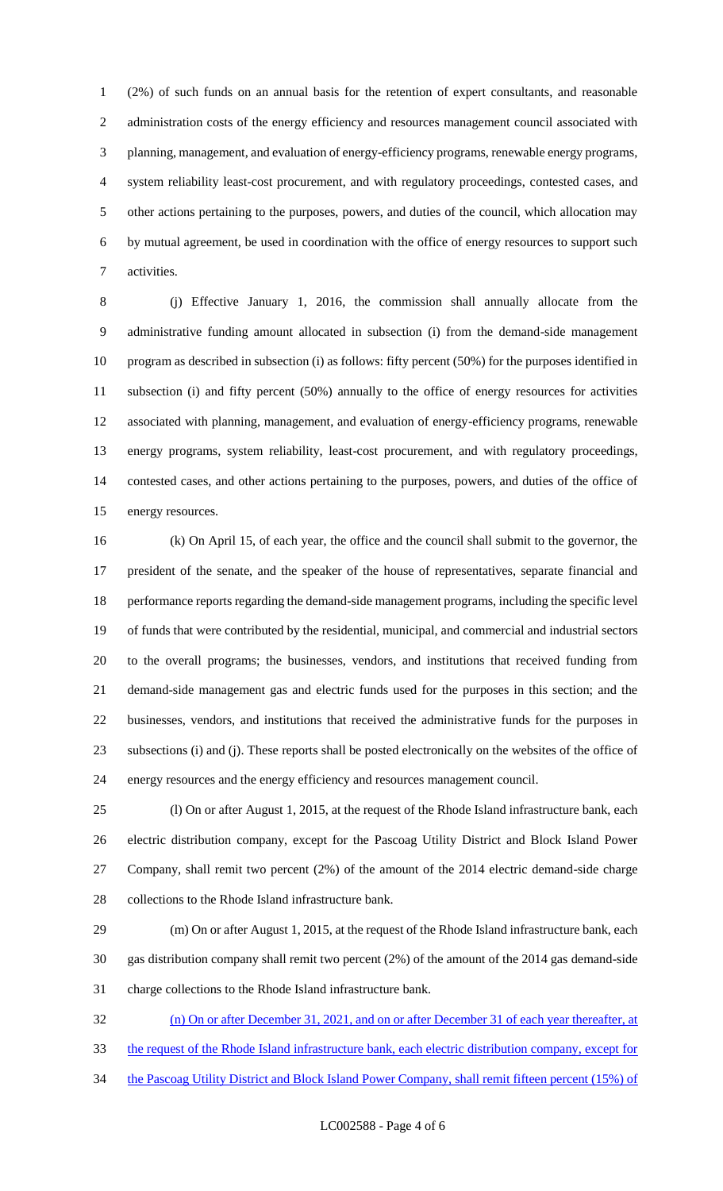(2%) of such funds on an annual basis for the retention of expert consultants, and reasonable administration costs of the energy efficiency and resources management council associated with planning, management, and evaluation of energy-efficiency programs, renewable energy programs, system reliability least-cost procurement, and with regulatory proceedings, contested cases, and other actions pertaining to the purposes, powers, and duties of the council, which allocation may by mutual agreement, be used in coordination with the office of energy resources to support such activities.

(j) Effective January 1, 2016, the commission shall annually allocate from the administrative funding amount allocated in subsection (i) from the demand-side management program as described in subsection (i) as follows: fifty percent (50%) for the purposes identified in subsection (i) and fifty percent (50%) annually to the office of energy resources for activities associated with planning, management, and evaluation of energy-efficiency programs, renewable energy programs, system reliability, least-cost procurement, and with regulatory proceedings, contested cases, and other actions pertaining to the purposes, powers, and duties of the office of energy resources.

(k) On April 15, of each year, the office and the council shall submit to the governor, the president of the senate, and the speaker of the house of representatives, separate financial and performance reports regarding the demand-side management programs, including the specific level of funds that were contributed by the residential, municipal, and commercial and industrial sectors to the overall programs; the businesses, vendors, and institutions that received funding from demand-side management gas and electric funds used for the purposes in this section; and the businesses, vendors, and institutions that received the administrative funds for the purposes in subsections (i) and (j). These reports shall be posted electronically on the websites of the office of energy resources and the energy efficiency and resources management council.

(l) On or after August 1, 2015, at the request of the Rhode Island infrastructure bank, each electric distribution company, except for the Pascoag Utility District and Block Island Power Company, shall remit two percent (2%) of the amount of the 2014 electric demand-side charge collections to the Rhode Island infrastructure bank.

(m) On or after August 1, 2015, at the request of the Rhode Island infrastructure bank, each gas distribution company shall remit two percent (2%) of the amount of the 2014 gas demand-side charge collections to the Rhode Island infrastructure bank.

(n) On or after December 31, 2021, and on or after December 31 of each year thereafter, at the request of the Rhode Island infrastructure bank, each electric distribution company, except for the Pascoag Utility District and Block Island Power Company, shall remit fifteen percent (15%) of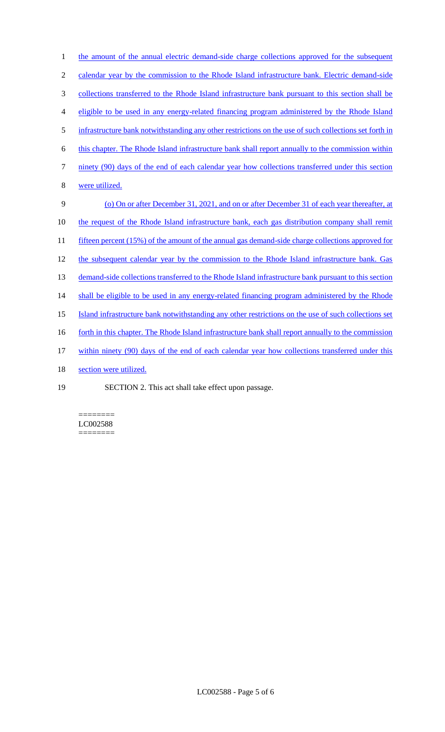the amount of the annual electric demand-side charge collections approved for the subsequent calendar year by the commission to the Rhode Island infrastructure bank. Electric demand-side collections transferred to the Rhode Island infrastructure bank pursuant to this section shall be eligible to be used in any energy-related financing program administered by the Rhode Island infrastructure bank notwithstanding any other restrictions on the use of such collections set forth in this chapter. The Rhode Island infrastructure bank shall report annually to the commission within ninety (90) days of the end of each calendar year how collections transferred under this section were utilized.

(o) On or after December 31, 2021, and on or after December 31 of each year thereafter, at the request of the Rhode Island infrastructure bank, each gas distribution company shall remit fifteen percent (15%) of the amount of the annual gas demand-side charge collections approved for the subsequent calendar year by the commission to the Rhode Island infrastructure bank. Gas demand-side collections transferred to the Rhode Island infrastructure bank pursuant to this section shall be eligible to be used in any energy-related financing program administered by the Rhode Island infrastructure bank notwithstanding any other restrictions on the use of such collections set forth in this chapter. The Rhode Island infrastructure bank shall report annually to the commission within ninety (90) days of the end of each calendar year how collections transferred under this section were utilized.

SECTION 2. This act shall take effect upon passage.

========
LC002588
========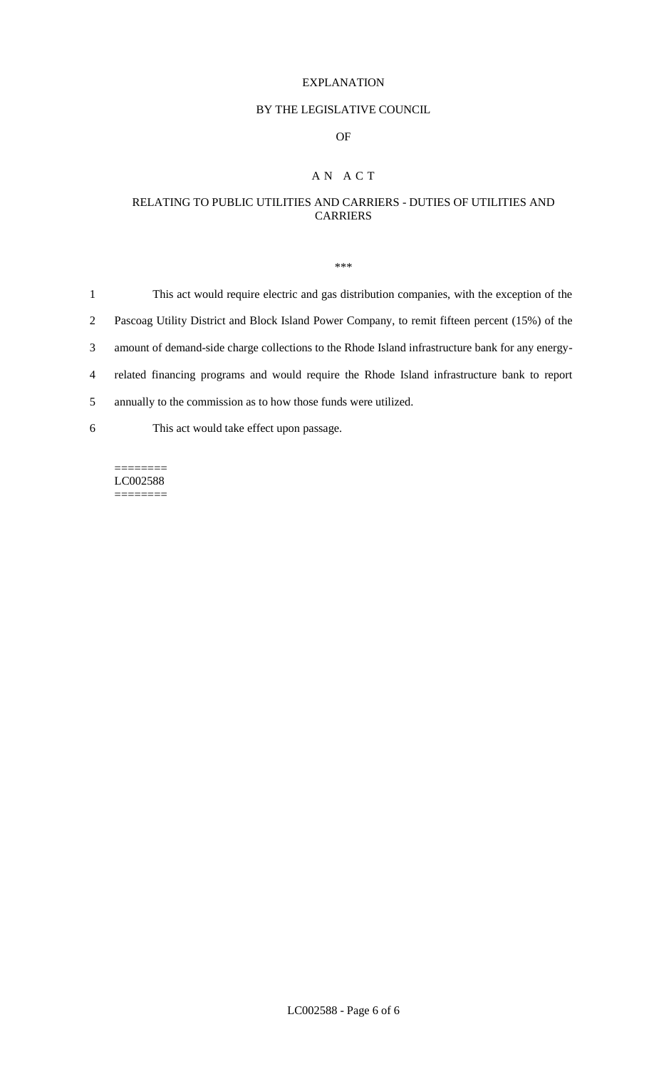EXPLANATION

BY THE LEGISLATIVE COUNCIL

OF

A N A C T

RELATING TO PUBLIC UTILITIES AND CARRIERS - DUTIES OF UTILITIES AND CARRIERS

\*\*\*

1 This act would require electric and gas distribution companies, with the exception of the
2 Pascoag Utility District and Block Island Power Company, to remit fifteen percent (15%) of the
3 amount of demand-side charge collections to the Rhode Island infrastructure bank for any energy-
4 related financing programs and would require the Rhode Island infrastructure bank to report
5 annually to the commission as to how those funds were utilized.
6 This act would take effect upon passage.

========
LC002588
========